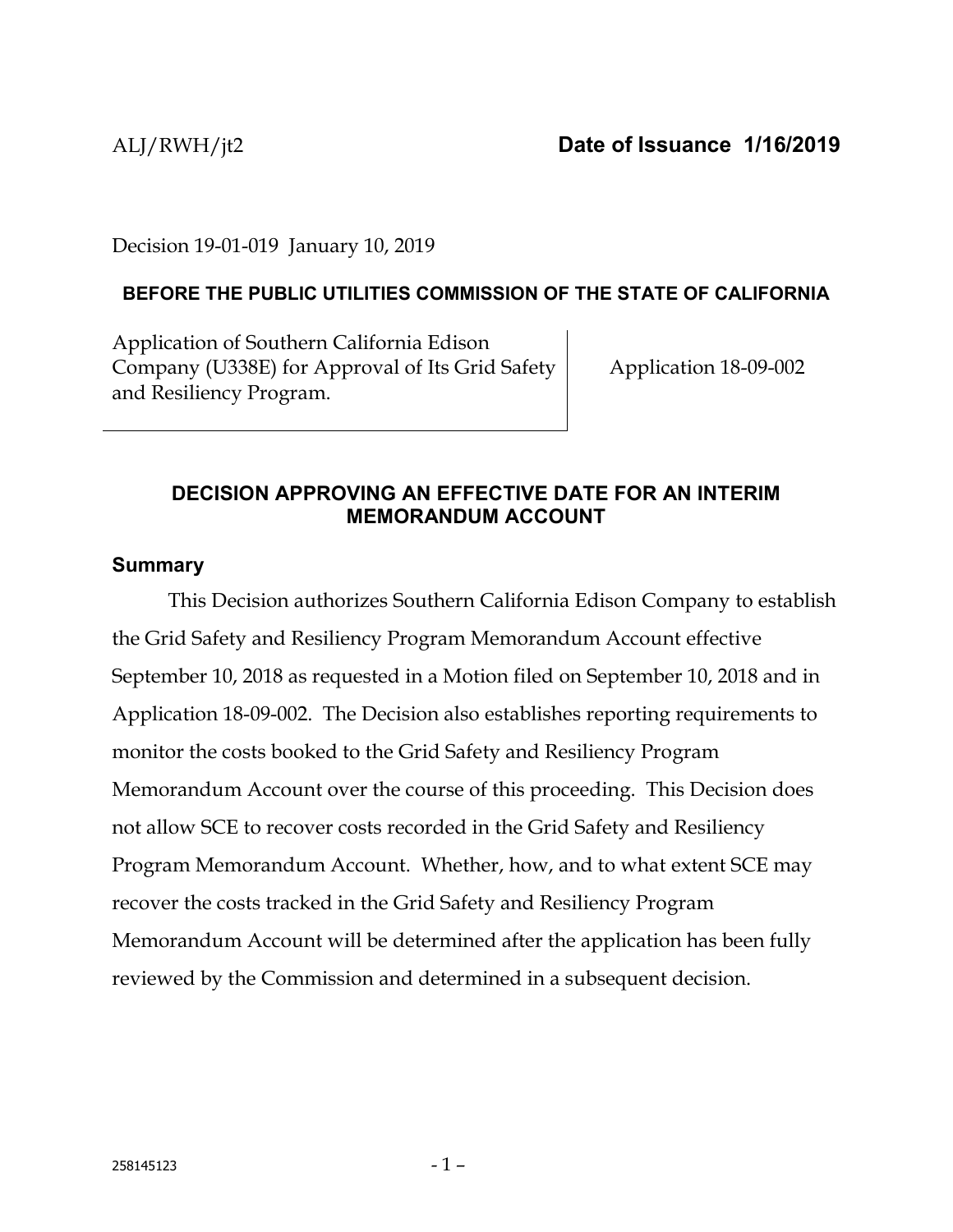ALJ/RWH/jt2 **Date of Issuance 1/16/2019**

Decision 19-01-019 January 10, 2019

**BEFORE THE PUBLIC UTILITIES COMMISSION OF THE STATE OF CALIFORNIA**

| Application of Southern California Edison Company (U338E) for Approval of Its Grid Safety and Resiliency Program. | Application 18-09-002 |
|---|---|

## DECISION APPROVING AN EFFECTIVE DATE FOR AN INTERIM MEMORANDUM ACCOUNT

### Summary

This Decision authorizes Southern California Edison Company to establish the Grid Safety and Resiliency Program Memorandum Account effective September 10, 2018 as requested in a Motion filed on September 10, 2018 and in Application 18-09-002. The Decision also establishes reporting requirements to monitor the costs booked to the Grid Safety and Resiliency Program Memorandum Account over the course of this proceeding. This Decision does not allow SCE to recover costs recorded in the Grid Safety and Resiliency Program Memorandum Account. Whether, how, and to what extent SCE may recover the costs tracked in the Grid Safety and Resiliency Program Memorandum Account will be determined after the application has been fully reviewed by the Commission and determined in a subsequent decision.

258145123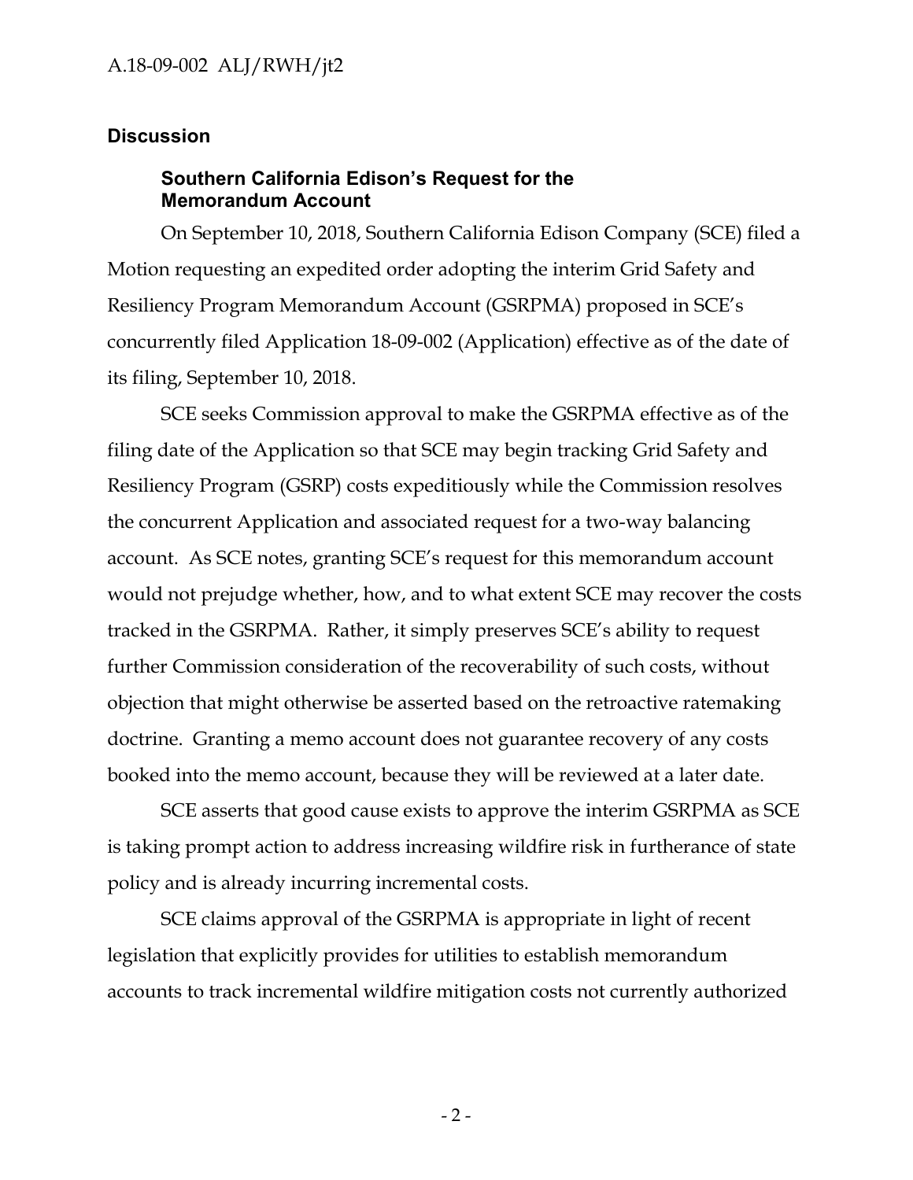## Discussion

### Southern California Edison's Request for the Memorandum Account

On September 10, 2018, Southern California Edison Company (SCE) filed a Motion requesting an expedited order adopting the interim Grid Safety and Resiliency Program Memorandum Account (GSRPMA) proposed in SCE's concurrently filed Application 18-09-002 (Application) effective as of the date of its filing, September 10, 2018.

SCE seeks Commission approval to make the GSRPMA effective as of the filing date of the Application so that SCE may begin tracking Grid Safety and Resiliency Program (GSRP) costs expeditiously while the Commission resolves the concurrent Application and associated request for a two-way balancing account. As SCE notes, granting SCE's request for this memorandum account would not prejudge whether, how, and to what extent SCE may recover the costs tracked in the GSRPMA. Rather, it simply preserves SCE's ability to request further Commission consideration of the recoverability of such costs, without objection that might otherwise be asserted based on the retroactive ratemaking doctrine. Granting a memo account does not guarantee recovery of any costs booked into the memo account, because they will be reviewed at a later date.

SCE asserts that good cause exists to approve the interim GSRPMA as SCE is taking prompt action to address increasing wildfire risk in furtherance of state policy and is already incurring incremental costs.

SCE claims approval of the GSRPMA is appropriate in light of recent legislation that explicitly provides for utilities to establish memorandum accounts to track incremental wildfire mitigation costs not currently authorized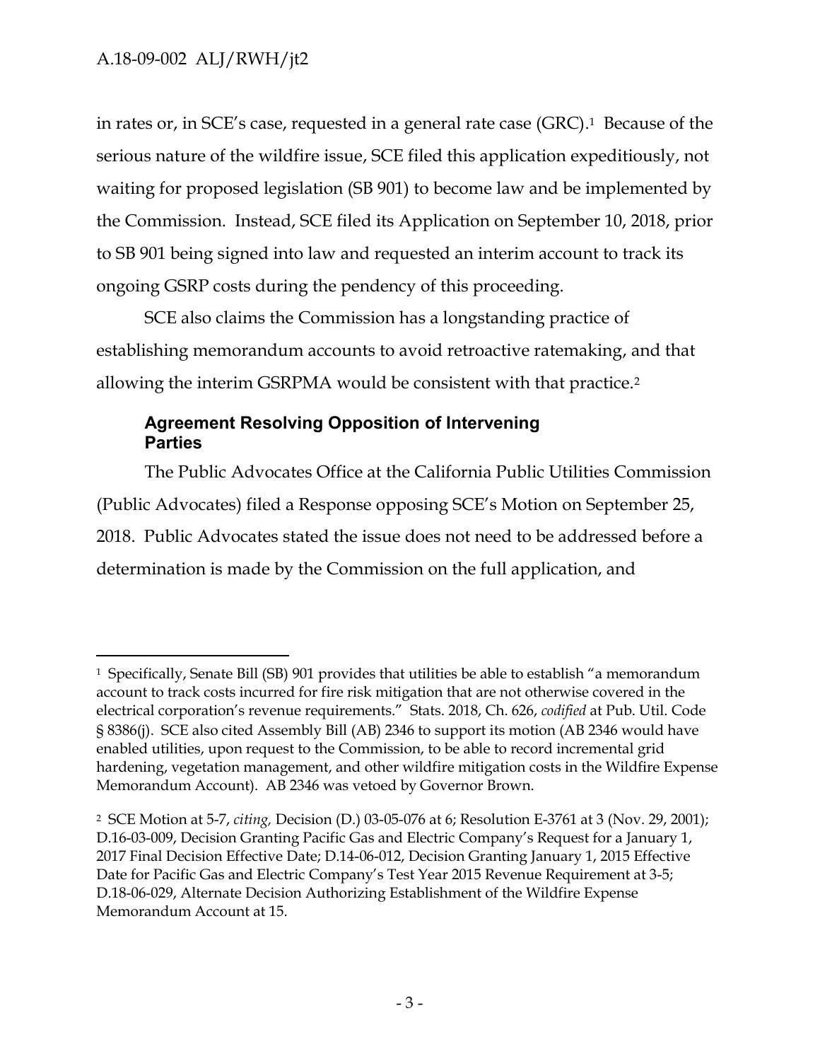in rates or, in SCE's case, requested in a general rate case (GRC).[1] Because of the serious nature of the wildfire issue, SCE filed this application expeditiously, not waiting for proposed legislation (SB 901) to become law and be implemented by the Commission. Instead, SCE filed its Application on September 10, 2018, prior to SB 901 being signed into law and requested an interim account to track its ongoing GSRP costs during the pendency of this proceeding.

SCE also claims the Commission has a longstanding practice of establishing memorandum accounts to avoid retroactive ratemaking, and that allowing the interim GSRPMA would be consistent with that practice.[2]

### Agreement Resolving Opposition of Intervening Parties

The Public Advocates Office at the California Public Utilities Commission (Public Advocates) filed a Response opposing SCE's Motion on September 25, 2018. Public Advocates stated the issue does not need to be addressed before a determination is made by the Commission on the full application, and

---

[1] Specifically, Senate Bill (SB) 901 provides that utilities be able to establish "a memorandum account to track costs incurred for fire risk mitigation that are not otherwise covered in the electrical corporation's revenue requirements." Stats. 2018, Ch. 626, *codified* at Pub. Util. Code § 8386(j). SCE also cited Assembly Bill (AB) 2346 to support its motion (AB 2346 would have enabled utilities, upon request to the Commission, to be able to record incremental grid hardening, vegetation management, and other wildfire mitigation costs in the Wildfire Expense Memorandum Account). AB 2346 was vetoed by Governor Brown.

[2] SCE Motion at 5-7, *citing,* Decision (D.) 03-05-076 at 6; Resolution E-3761 at 3 (Nov. 29, 2001); D.16-03-009, Decision Granting Pacific Gas and Electric Company's Request for a January 1, 2017 Final Decision Effective Date; D.14-06-012, Decision Granting January 1, 2015 Effective Date for Pacific Gas and Electric Company's Test Year 2015 Revenue Requirement at 3-5; D.18-06-029, Alternate Decision Authorizing Establishment of the Wildfire Expense Memorandum Account at 15.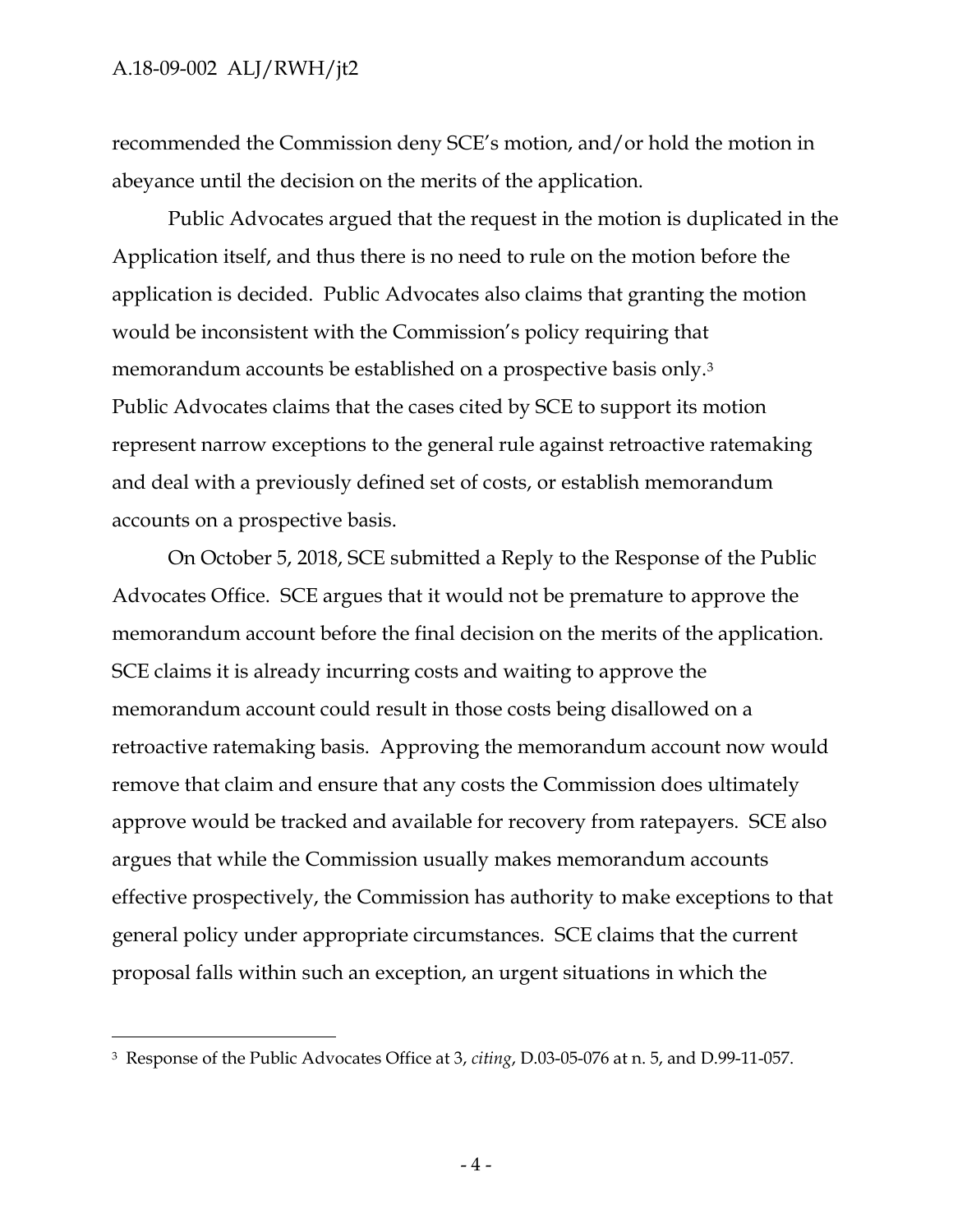recommended the Commission deny SCE's motion, and/or hold the motion in abeyance until the decision on the merits of the application.

Public Advocates argued that the request in the motion is duplicated in the Application itself, and thus there is no need to rule on the motion before the application is decided. Public Advocates also claims that granting the motion would be inconsistent with the Commission's policy requiring that memorandum accounts be established on a prospective basis only.[3] Public Advocates claims that the cases cited by SCE to support its motion represent narrow exceptions to the general rule against retroactive ratemaking and deal with a previously defined set of costs, or establish memorandum accounts on a prospective basis.

On October 5, 2018, SCE submitted a Reply to the Response of the Public Advocates Office. SCE argues that it would not be premature to approve the memorandum account before the final decision on the merits of the application. SCE claims it is already incurring costs and waiting to approve the memorandum account could result in those costs being disallowed on a retroactive ratemaking basis. Approving the memorandum account now would remove that claim and ensure that any costs the Commission does ultimately approve would be tracked and available for recovery from ratepayers. SCE also argues that while the Commission usually makes memorandum accounts effective prospectively, the Commission has authority to make exceptions to that general policy under appropriate circumstances. SCE claims that the current proposal falls within such an exception, an urgent situations in which the

---

[3] Response of the Public Advocates Office at 3, *citing*, D.03-05-076 at n. 5, and D.99-11-057.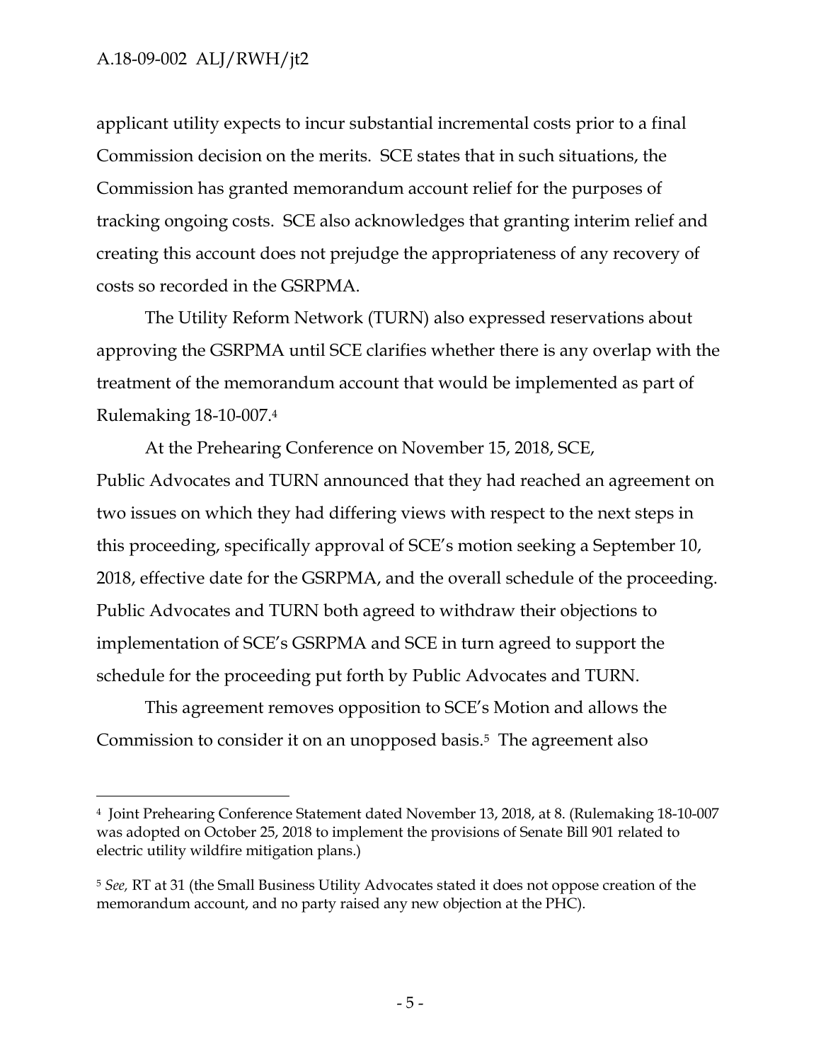applicant utility expects to incur substantial incremental costs prior to a final Commission decision on the merits. SCE states that in such situations, the Commission has granted memorandum account relief for the purposes of tracking ongoing costs. SCE also acknowledges that granting interim relief and creating this account does not prejudge the appropriateness of any recovery of costs so recorded in the GSRPMA.

The Utility Reform Network (TURN) also expressed reservations about approving the GSRPMA until SCE clarifies whether there is any overlap with the treatment of the memorandum account that would be implemented as part of Rulemaking 18-10-007.[4]

At the Prehearing Conference on November 15, 2018, SCE, Public Advocates and TURN announced that they had reached an agreement on two issues on which they had differing views with respect to the next steps in this proceeding, specifically approval of SCE's motion seeking a September 10, 2018, effective date for the GSRPMA, and the overall schedule of the proceeding. Public Advocates and TURN both agreed to withdraw their objections to implementation of SCE's GSRPMA and SCE in turn agreed to support the schedule for the proceeding put forth by Public Advocates and TURN.

This agreement removes opposition to SCE's Motion and allows the Commission to consider it on an unopposed basis.[5] The agreement also

---

[4] Joint Prehearing Conference Statement dated November 13, 2018, at 8. (Rulemaking 18-10-007 was adopted on October 25, 2018 to implement the provisions of Senate Bill 901 related to electric utility wildfire mitigation plans.)

[5] *See,* RT at 31 (the Small Business Utility Advocates stated it does not oppose creation of the memorandum account, and no party raised any new objection at the PHC).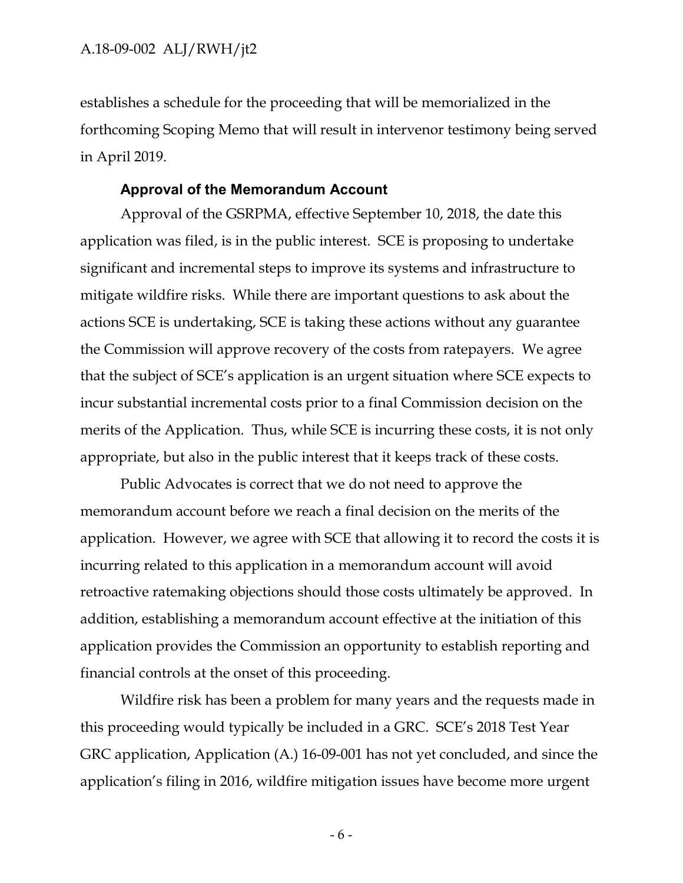establishes a schedule for the proceeding that will be memorialized in the forthcoming Scoping Memo that will result in intervenor testimony being served in April 2019.

### Approval of the Memorandum Account

Approval of the GSRPMA, effective September 10, 2018, the date this application was filed, is in the public interest. SCE is proposing to undertake significant and incremental steps to improve its systems and infrastructure to mitigate wildfire risks. While there are important questions to ask about the actions SCE is undertaking, SCE is taking these actions without any guarantee the Commission will approve recovery of the costs from ratepayers. We agree that the subject of SCE's application is an urgent situation where SCE expects to incur substantial incremental costs prior to a final Commission decision on the merits of the Application. Thus, while SCE is incurring these costs, it is not only appropriate, but also in the public interest that it keeps track of these costs.

Public Advocates is correct that we do not need to approve the memorandum account before we reach a final decision on the merits of the application. However, we agree with SCE that allowing it to record the costs it is incurring related to this application in a memorandum account will avoid retroactive ratemaking objections should those costs ultimately be approved. In addition, establishing a memorandum account effective at the initiation of this application provides the Commission an opportunity to establish reporting and financial controls at the onset of this proceeding.

Wildfire risk has been a problem for many years and the requests made in this proceeding would typically be included in a GRC. SCE's 2018 Test Year GRC application, Application (A.) 16-09-001 has not yet concluded, and since the application's filing in 2016, wildfire mitigation issues have become more urgent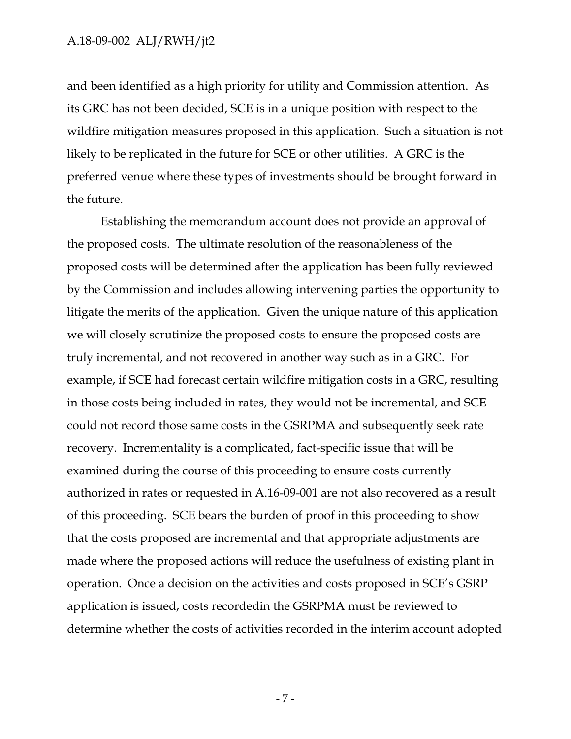and been identified as a high priority for utility and Commission attention. As its GRC has not been decided, SCE is in a unique position with respect to the wildfire mitigation measures proposed in this application. Such a situation is not likely to be replicated in the future for SCE or other utilities. A GRC is the preferred venue where these types of investments should be brought forward in the future.

Establishing the memorandum account does not provide an approval of the proposed costs. The ultimate resolution of the reasonableness of the proposed costs will be determined after the application has been fully reviewed by the Commission and includes allowing intervening parties the opportunity to litigate the merits of the application. Given the unique nature of this application we will closely scrutinize the proposed costs to ensure the proposed costs are truly incremental, and not recovered in another way such as in a GRC. For example, if SCE had forecast certain wildfire mitigation costs in a GRC, resulting in those costs being included in rates, they would not be incremental, and SCE could not record those same costs in the GSRPMA and subsequently seek rate recovery. Incrementality is a complicated, fact-specific issue that will be examined during the course of this proceeding to ensure costs currently authorized in rates or requested in A.16-09-001 are not also recovered as a result of this proceeding. SCE bears the burden of proof in this proceeding to show that the costs proposed are incremental and that appropriate adjustments are made where the proposed actions will reduce the usefulness of existing plant in operation. Once a decision on the activities and costs proposed in SCE's GSRP application is issued, costs recordedin the GSRPMA must be reviewed to determine whether the costs of activities recorded in the interim account adopted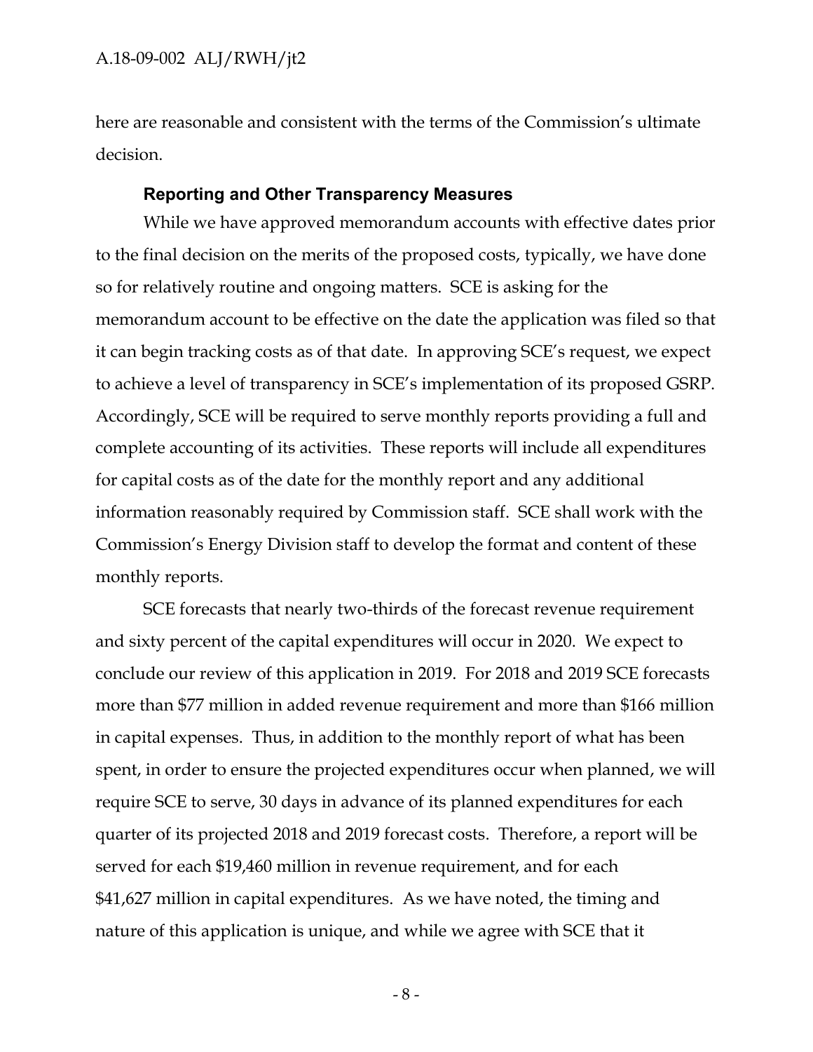here are reasonable and consistent with the terms of the Commission's ultimate decision.

### Reporting and Other Transparency Measures

While we have approved memorandum accounts with effective dates prior to the final decision on the merits of the proposed costs, typically, we have done so for relatively routine and ongoing matters. SCE is asking for the memorandum account to be effective on the date the application was filed so that it can begin tracking costs as of that date. In approving SCE's request, we expect to achieve a level of transparency in SCE's implementation of its proposed GSRP. Accordingly, SCE will be required to serve monthly reports providing a full and complete accounting of its activities. These reports will include all expenditures for capital costs as of the date for the monthly report and any additional information reasonably required by Commission staff. SCE shall work with the Commission's Energy Division staff to develop the format and content of these monthly reports.

SCE forecasts that nearly two-thirds of the forecast revenue requirement and sixty percent of the capital expenditures will occur in 2020. We expect to conclude our review of this application in 2019. For 2018 and 2019 SCE forecasts more than $77 million in added revenue requirement and more than $166 million in capital expenses. Thus, in addition to the monthly report of what has been spent, in order to ensure the projected expenditures occur when planned, we will require SCE to serve, 30 days in advance of its planned expenditures for each quarter of its projected 2018 and 2019 forecast costs. Therefore, a report will be served for each $19,460 million in revenue requirement, and for each $41,627 million in capital expenditures. As we have noted, the timing and nature of this application is unique, and while we agree with SCE that it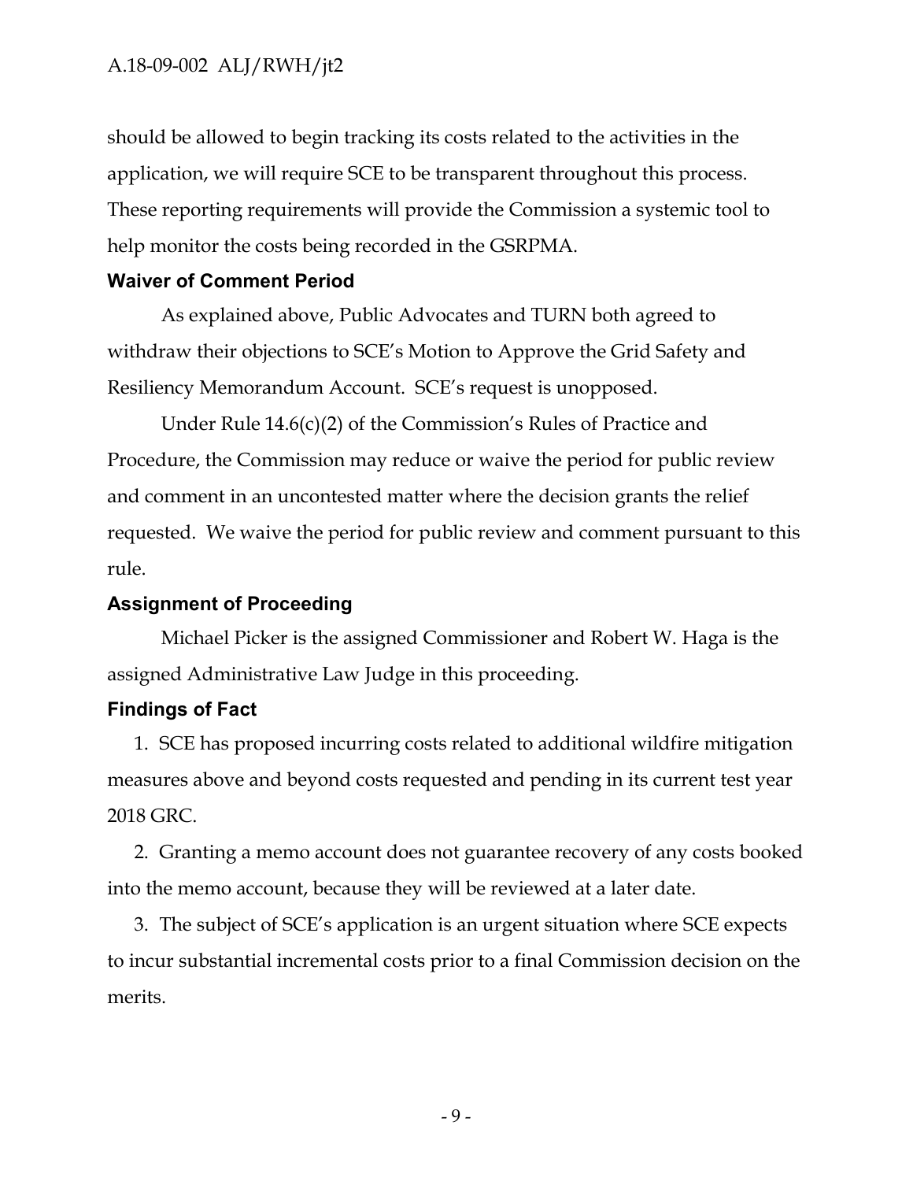should be allowed to begin tracking its costs related to the activities in the application, we will require SCE to be transparent throughout this process. These reporting requirements will provide the Commission a systemic tool to help monitor the costs being recorded in the GSRPMA.

## Waiver of Comment Period

As explained above, Public Advocates and TURN both agreed to withdraw their objections to SCE's Motion to Approve the Grid Safety and Resiliency Memorandum Account. SCE's request is unopposed.

Under Rule 14.6(c)(2) of the Commission's Rules of Practice and Procedure, the Commission may reduce or waive the period for public review and comment in an uncontested matter where the decision grants the relief requested. We waive the period for public review and comment pursuant to this rule.

## Assignment of Proceeding

Michael Picker is the assigned Commissioner and Robert W. Haga is the assigned Administrative Law Judge in this proceeding.

## Findings of Fact

1. SCE has proposed incurring costs related to additional wildfire mitigation measures above and beyond costs requested and pending in its current test year 2018 GRC.

2. Granting a memo account does not guarantee recovery of any costs booked into the memo account, because they will be reviewed at a later date.

3. The subject of SCE's application is an urgent situation where SCE expects to incur substantial incremental costs prior to a final Commission decision on the merits.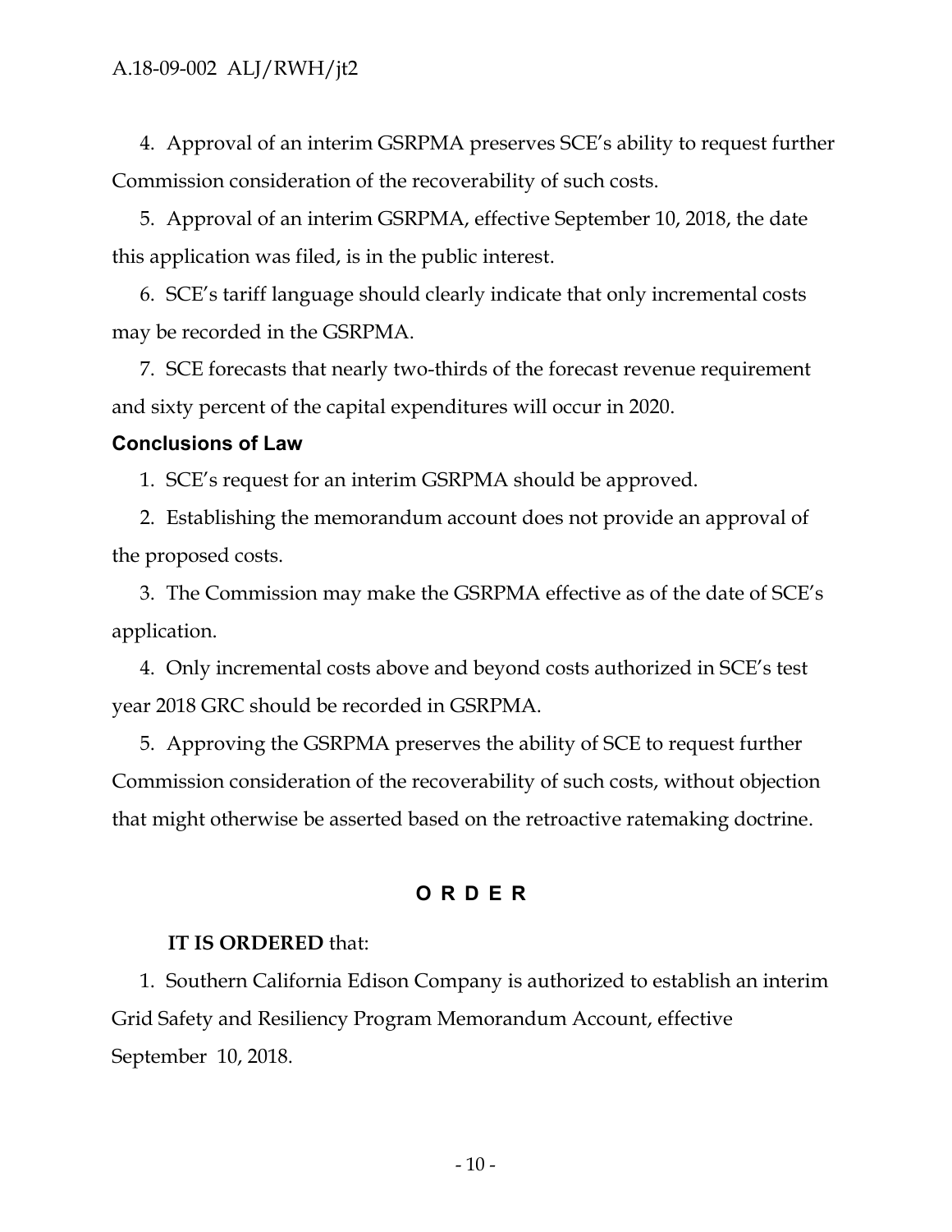4. Approval of an interim GSRPMA preserves SCE's ability to request further Commission consideration of the recoverability of such costs.

5. Approval of an interim GSRPMA, effective September 10, 2018, the date this application was filed, is in the public interest.

6. SCE's tariff language should clearly indicate that only incremental costs may be recorded in the GSRPMA.

7. SCE forecasts that nearly two-thirds of the forecast revenue requirement and sixty percent of the capital expenditures will occur in 2020.

### Conclusions of Law

1. SCE's request for an interim GSRPMA should be approved.

2. Establishing the memorandum account does not provide an approval of the proposed costs.

3. The Commission may make the GSRPMA effective as of the date of SCE's application.

4. Only incremental costs above and beyond costs authorized in SCE's test year 2018 GRC should be recorded in GSRPMA.

5. Approving the GSRPMA preserves the ability of SCE to request further Commission consideration of the recoverability of such costs, without objection that might otherwise be asserted based on the retroactive ratemaking doctrine.

## O R D E R

**IT IS ORDERED** that:

1. Southern California Edison Company is authorized to establish an interim Grid Safety and Resiliency Program Memorandum Account, effective September 10, 2018.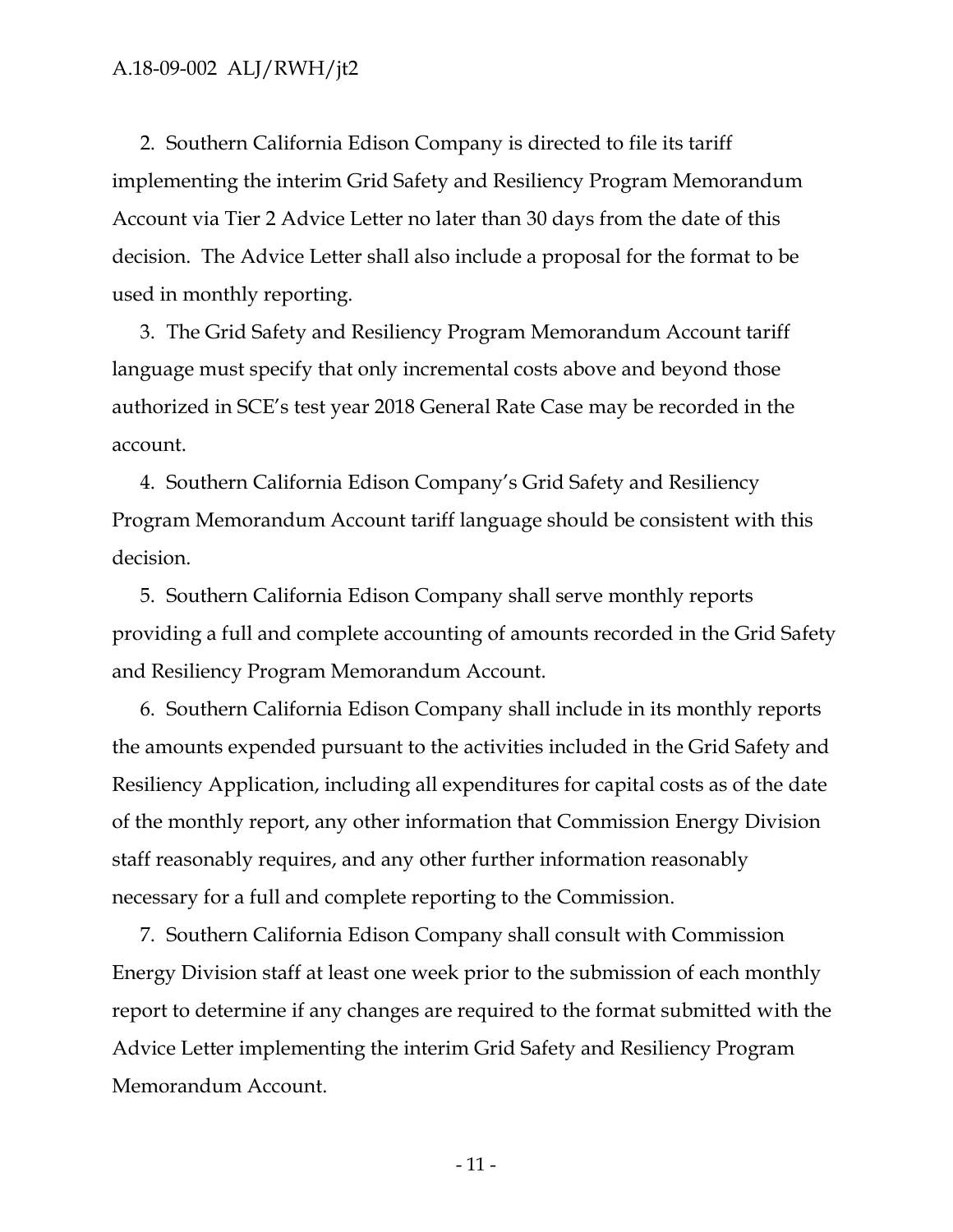2. Southern California Edison Company is directed to file its tariff implementing the interim Grid Safety and Resiliency Program Memorandum Account via Tier 2 Advice Letter no later than 30 days from the date of this decision. The Advice Letter shall also include a proposal for the format to be used in monthly reporting.

3. The Grid Safety and Resiliency Program Memorandum Account tariff language must specify that only incremental costs above and beyond those authorized in SCE's test year 2018 General Rate Case may be recorded in the account.

4. Southern California Edison Company's Grid Safety and Resiliency Program Memorandum Account tariff language should be consistent with this decision.

5. Southern California Edison Company shall serve monthly reports providing a full and complete accounting of amounts recorded in the Grid Safety and Resiliency Program Memorandum Account.

6. Southern California Edison Company shall include in its monthly reports the amounts expended pursuant to the activities included in the Grid Safety and Resiliency Application, including all expenditures for capital costs as of the date of the monthly report, any other information that Commission Energy Division staff reasonably requires, and any other further information reasonably necessary for a full and complete reporting to the Commission.

7. Southern California Edison Company shall consult with Commission Energy Division staff at least one week prior to the submission of each monthly report to determine if any changes are required to the format submitted with the Advice Letter implementing the interim Grid Safety and Resiliency Program Memorandum Account.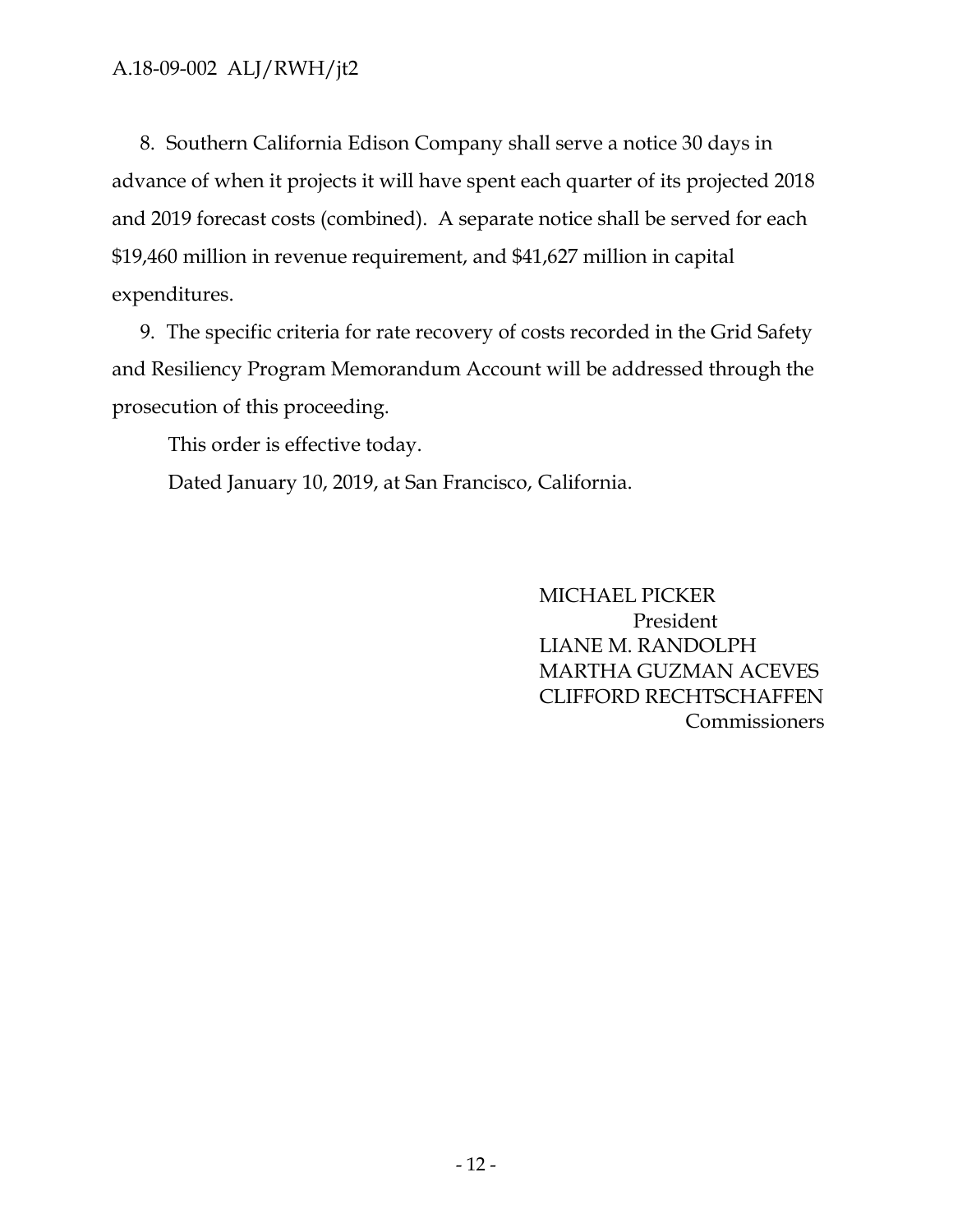8. Southern California Edison Company shall serve a notice 30 days in advance of when it projects it will have spent each quarter of its projected 2018 and 2019 forecast costs (combined). A separate notice shall be served for each $19,460 million in revenue requirement, and $41,627 million in capital expenditures.

9. The specific criteria for rate recovery of costs recorded in the Grid Safety and Resiliency Program Memorandum Account will be addressed through the prosecution of this proceeding.

This order is effective today.

Dated January 10, 2019, at San Francisco, California.

MICHAEL PICKER
President
LIANE M. RANDOLPH
MARTHA GUZMAN ACEVES
CLIFFORD RECHTSCHAFFEN
Commissioners